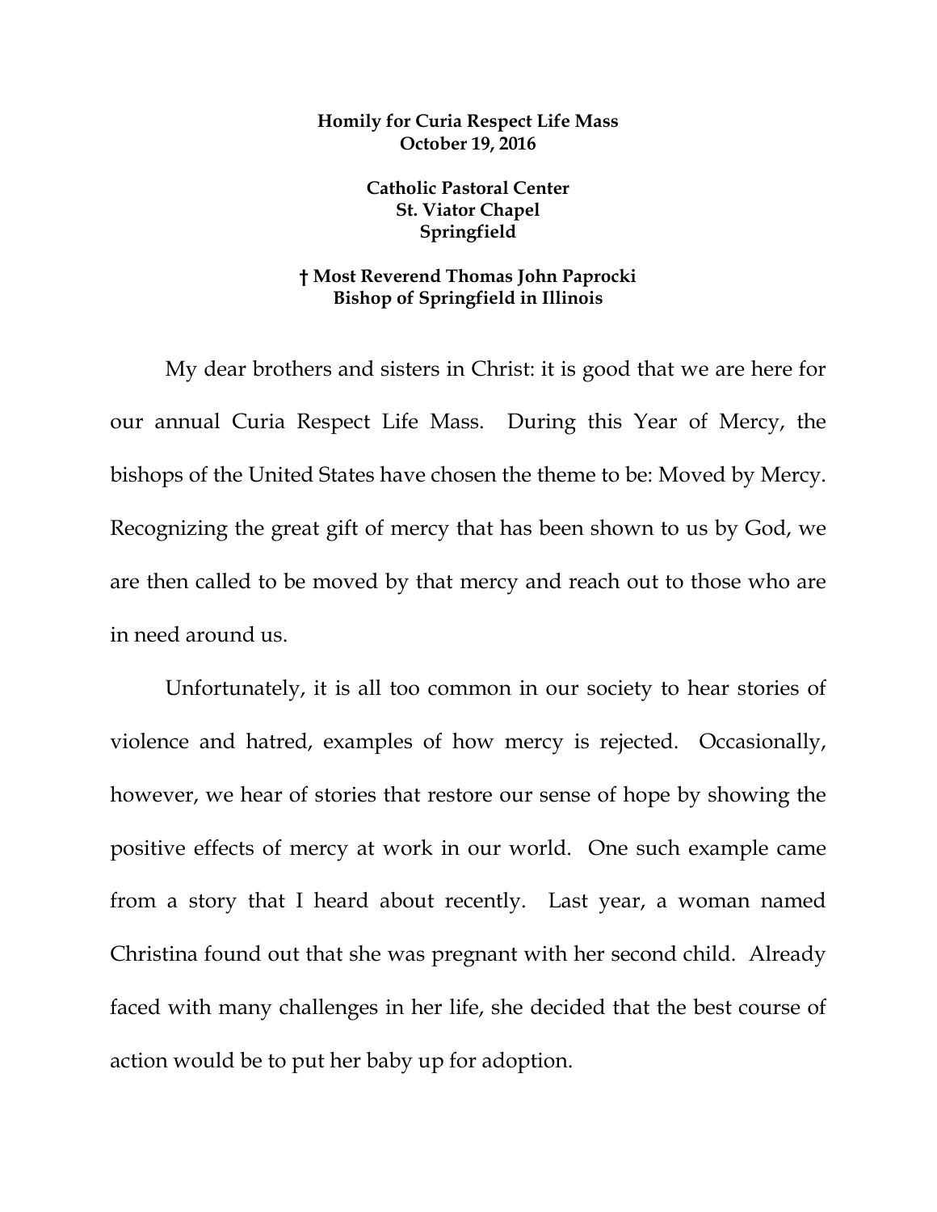**Homily for Curia Respect Life Mass**
**October 19, 2016**

**Catholic Pastoral Center**
**St. Viator Chapel**
**Springfield**

**† Most Reverend Thomas John Paprocki**
**Bishop of Springfield in Illinois**

My dear brothers and sisters in Christ: it is good that we are here for our annual Curia Respect Life Mass. During this Year of Mercy, the bishops of the United States have chosen the theme to be: Moved by Mercy. Recognizing the great gift of mercy that has been shown to us by God, we are then called to be moved by that mercy and reach out to those who are in need around us.

Unfortunately, it is all too common in our society to hear stories of violence and hatred, examples of how mercy is rejected. Occasionally, however, we hear of stories that restore our sense of hope by showing the positive effects of mercy at work in our world. One such example came from a story that I heard about recently. Last year, a woman named Christina found out that she was pregnant with her second child. Already faced with many challenges in her life, she decided that the best course of action would be to put her baby up for adoption.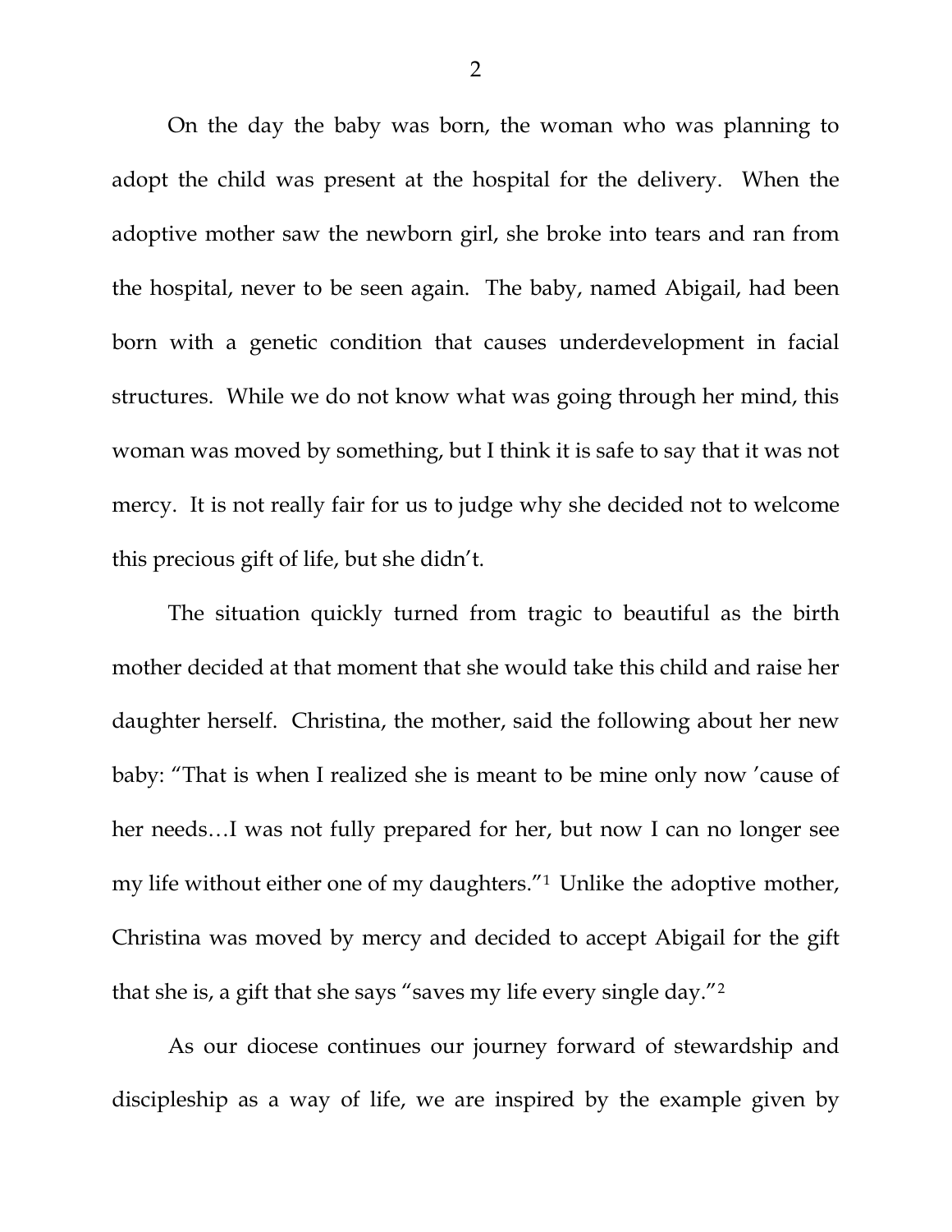On the day the baby was born, the woman who was planning to adopt the child was present at the hospital for the delivery. When the adoptive mother saw the newborn girl, she broke into tears and ran from the hospital, never to be seen again. The baby, named Abigail, had been born with a genetic condition that causes underdevelopment in facial structures. While we do not know what was going through her mind, this woman was moved by something, but I think it is safe to say that it was not mercy. It is not really fair for us to judge why she decided not to welcome this precious gift of life, but she didn't.

The situation quickly turned from tragic to beautiful as the birth mother decided at that moment that she would take this child and raise her daughter herself. Christina, the mother, said the following about her new baby: "That is when I realized she is meant to be mine only now 'cause of her needs…I was not fully prepared for her, but now I can no longer see my life without either one of my daughters."[1] Unlike the adoptive mother, Christina was moved by mercy and decided to accept Abigail for the gift that she is, a gift that she says "saves my life every single day."[2]

As our diocese continues our journey forward of stewardship and discipleship as a way of life, we are inspired by the example given by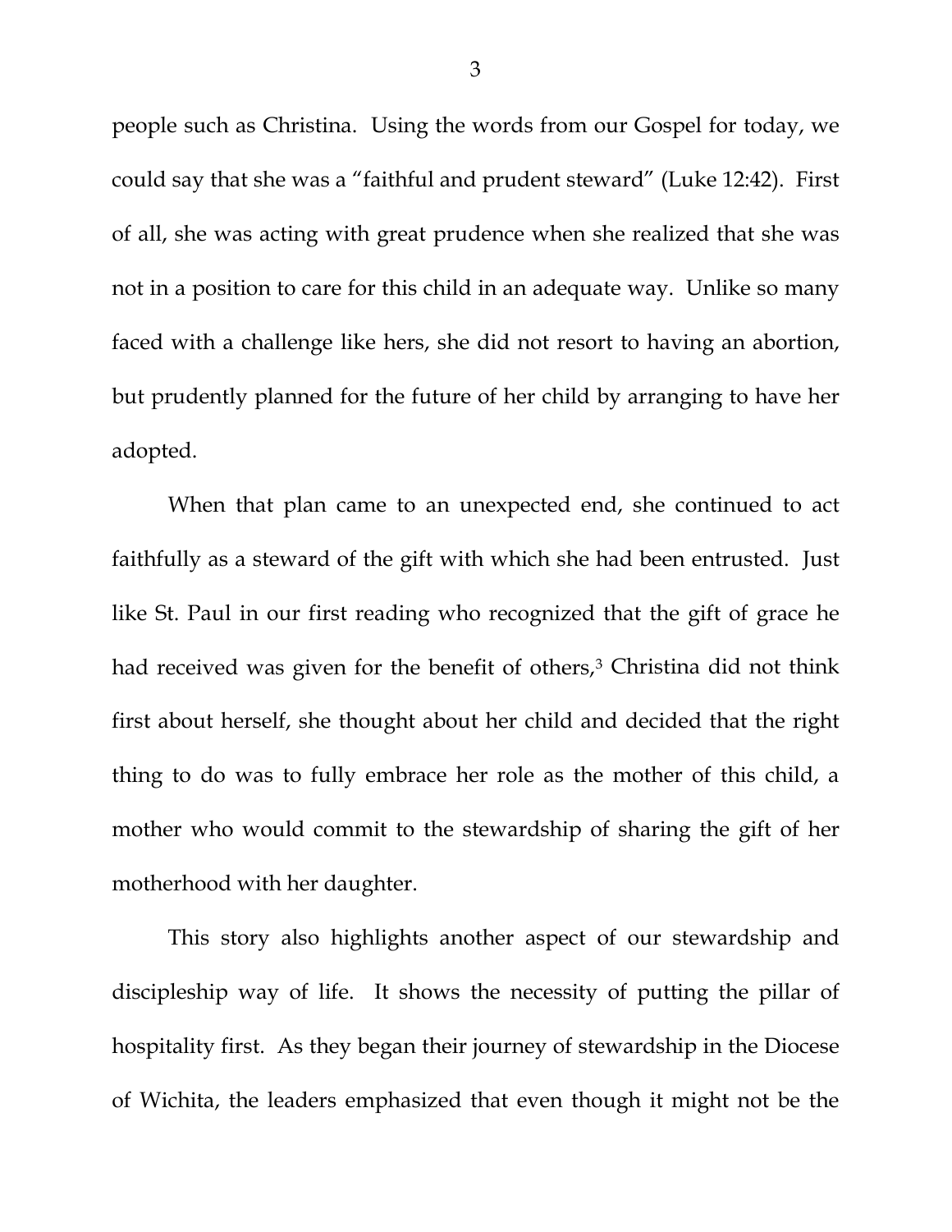people such as Christina. Using the words from our Gospel for today, we could say that she was a "faithful and prudent steward" (Luke 12:42). First of all, she was acting with great prudence when she realized that she was not in a position to care for this child in an adequate way. Unlike so many faced with a challenge like hers, she did not resort to having an abortion, but prudently planned for the future of her child by arranging to have her adopted.

When that plan came to an unexpected end, she continued to act faithfully as a steward of the gift with which she had been entrusted. Just like St. Paul in our first reading who recognized that the gift of grace he had received was given for the benefit of others,[3] Christina did not think first about herself, she thought about her child and decided that the right thing to do was to fully embrace her role as the mother of this child, a mother who would commit to the stewardship of sharing the gift of her motherhood with her daughter.

This story also highlights another aspect of our stewardship and discipleship way of life. It shows the necessity of putting the pillar of hospitality first. As they began their journey of stewardship in the Diocese of Wichita, the leaders emphasized that even though it might not be the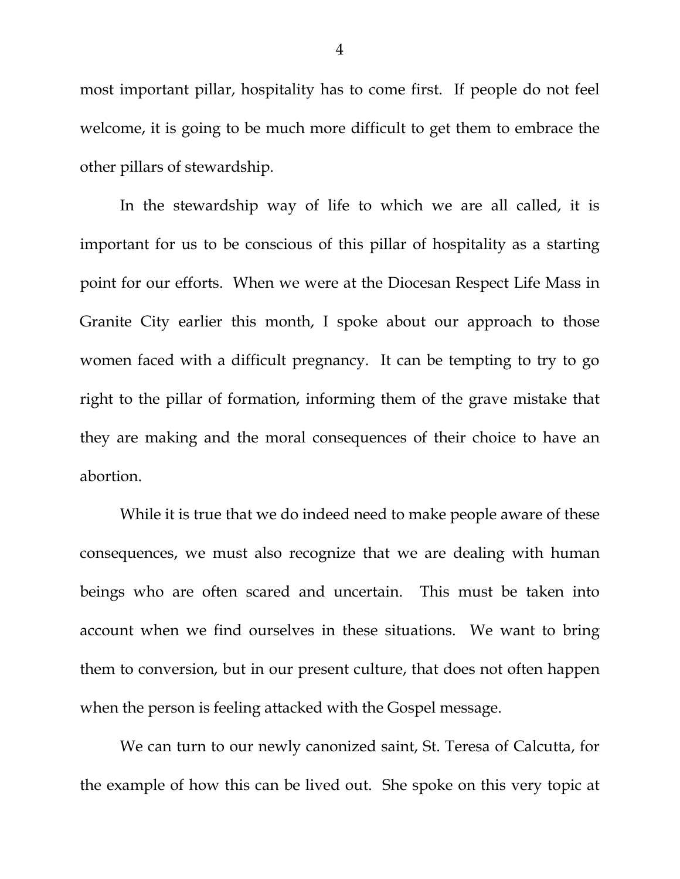most important pillar, hospitality has to come first. If people do not feel welcome, it is going to be much more difficult to get them to embrace the other pillars of stewardship.

In the stewardship way of life to which we are all called, it is important for us to be conscious of this pillar of hospitality as a starting point for our efforts. When we were at the Diocesan Respect Life Mass in Granite City earlier this month, I spoke about our approach to those women faced with a difficult pregnancy. It can be tempting to try to go right to the pillar of formation, informing them of the grave mistake that they are making and the moral consequences of their choice to have an abortion.

While it is true that we do indeed need to make people aware of these consequences, we must also recognize that we are dealing with human beings who are often scared and uncertain. This must be taken into account when we find ourselves in these situations. We want to bring them to conversion, but in our present culture, that does not often happen when the person is feeling attacked with the Gospel message.

We can turn to our newly canonized saint, St. Teresa of Calcutta, for the example of how this can be lived out. She spoke on this very topic at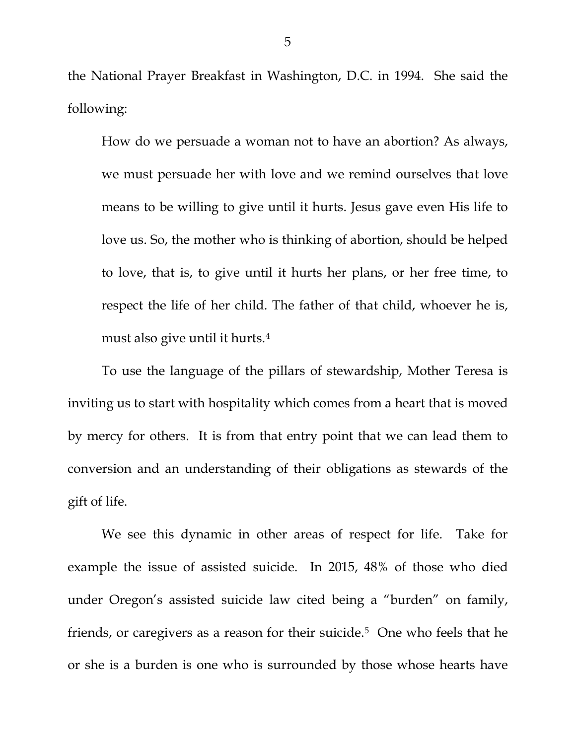the National Prayer Breakfast in Washington, D.C. in 1994. She said the following:

> How do we persuade a woman not to have an abortion? As always, we must persuade her with love and we remind ourselves that love means to be willing to give until it hurts. Jesus gave even His life to love us. So, the mother who is thinking of abortion, should be helped to love, that is, to give until it hurts her plans, or her free time, to respect the life of her child. The father of that child, whoever he is, must also give until it hurts.[4]

To use the language of the pillars of stewardship, Mother Teresa is inviting us to start with hospitality which comes from a heart that is moved by mercy for others. It is from that entry point that we can lead them to conversion and an understanding of their obligations as stewards of the gift of life.

We see this dynamic in other areas of respect for life. Take for example the issue of assisted suicide. In 2015, 48% of those who died under Oregon's assisted suicide law cited being a "burden" on family, friends, or caregivers as a reason for their suicide.[5] One who feels that he or she is a burden is one who is surrounded by those whose hearts have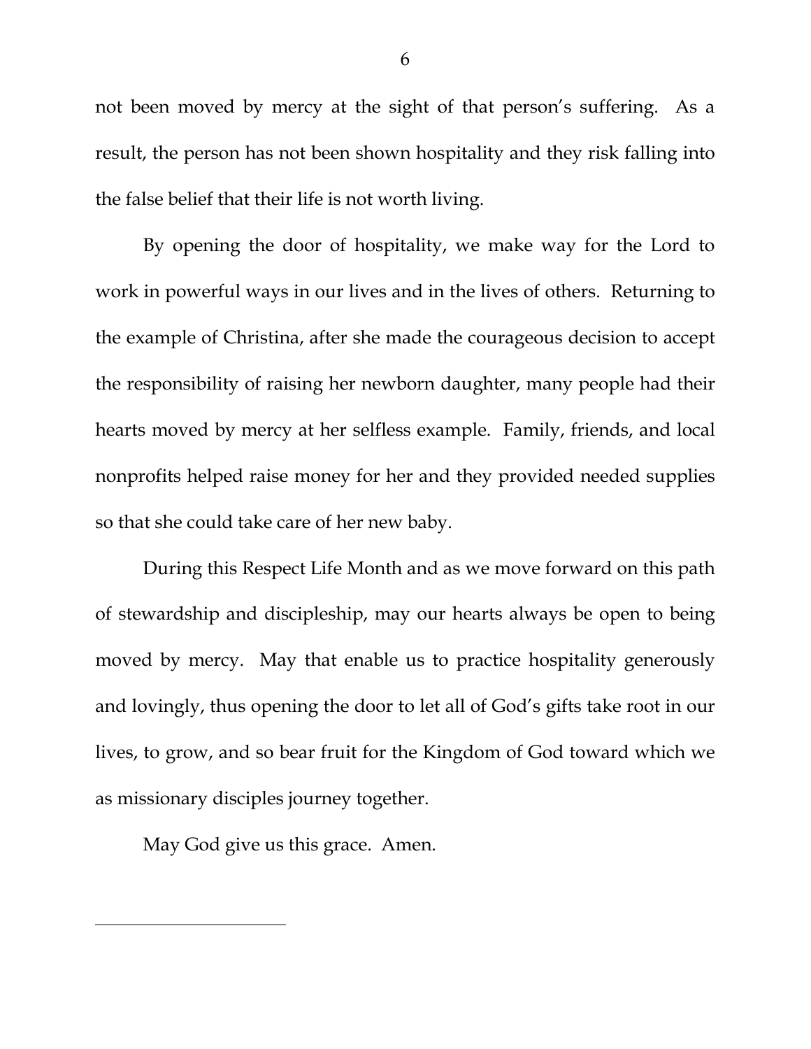not been moved by mercy at the sight of that person's suffering. As a result, the person has not been shown hospitality and they risk falling into the false belief that their life is not worth living.

By opening the door of hospitality, we make way for the Lord to work in powerful ways in our lives and in the lives of others. Returning to the example of Christina, after she made the courageous decision to accept the responsibility of raising her newborn daughter, many people had their hearts moved by mercy at her selfless example. Family, friends, and local nonprofits helped raise money for her and they provided needed supplies so that she could take care of her new baby.

During this Respect Life Month and as we move forward on this path of stewardship and discipleship, may our hearts always be open to being moved by mercy. May that enable us to practice hospitality generously and lovingly, thus opening the door to let all of God's gifts take root in our lives, to grow, and so bear fruit for the Kingdom of God toward which we as missionary disciples journey together.

May God give us this grace. Amen.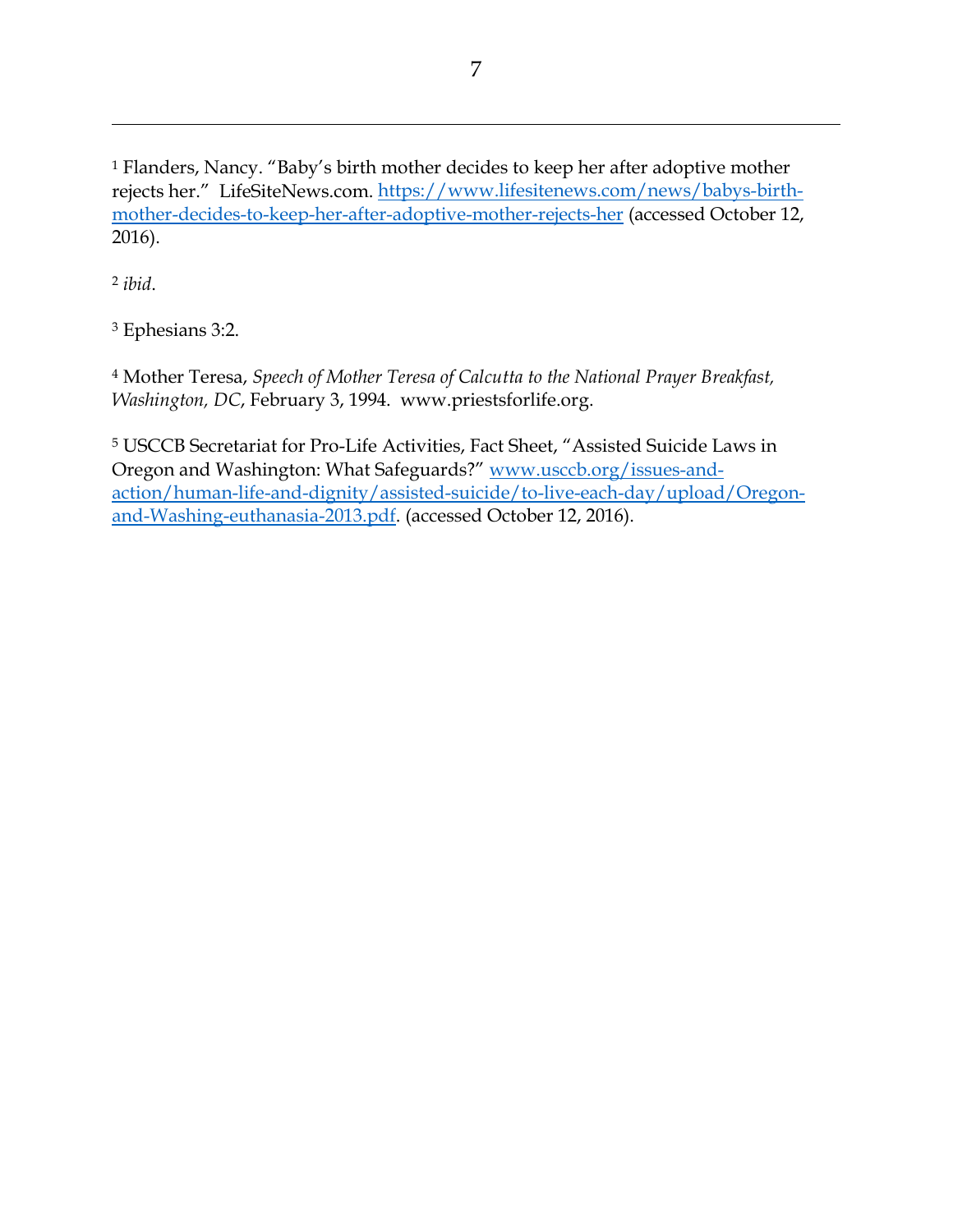[1] Flanders, Nancy. "Baby's birth mother decides to keep her after adoptive mother rejects her." LifeSiteNews.com. https://www.lifesitenews.com/news/babys-birth-mother-decides-to-keep-her-after-adoptive-mother-rejects-her (accessed October 12, 2016).

[2] *ibid*.

[3] Ephesians 3:2.

[4] Mother Teresa, *Speech of Mother Teresa of Calcutta to the National Prayer Breakfast, Washington, DC*, February 3, 1994. www.priestsforlife.org.

[5] USCCB Secretariat for Pro-Life Activities, Fact Sheet, "Assisted Suicide Laws in Oregon and Washington: What Safeguards?" www.usccb.org/issues-and-action/human-life-and-dignity/assisted-suicide/to-live-each-day/upload/Oregon-and-Washing-euthanasia-2013.pdf. (accessed October 12, 2016).